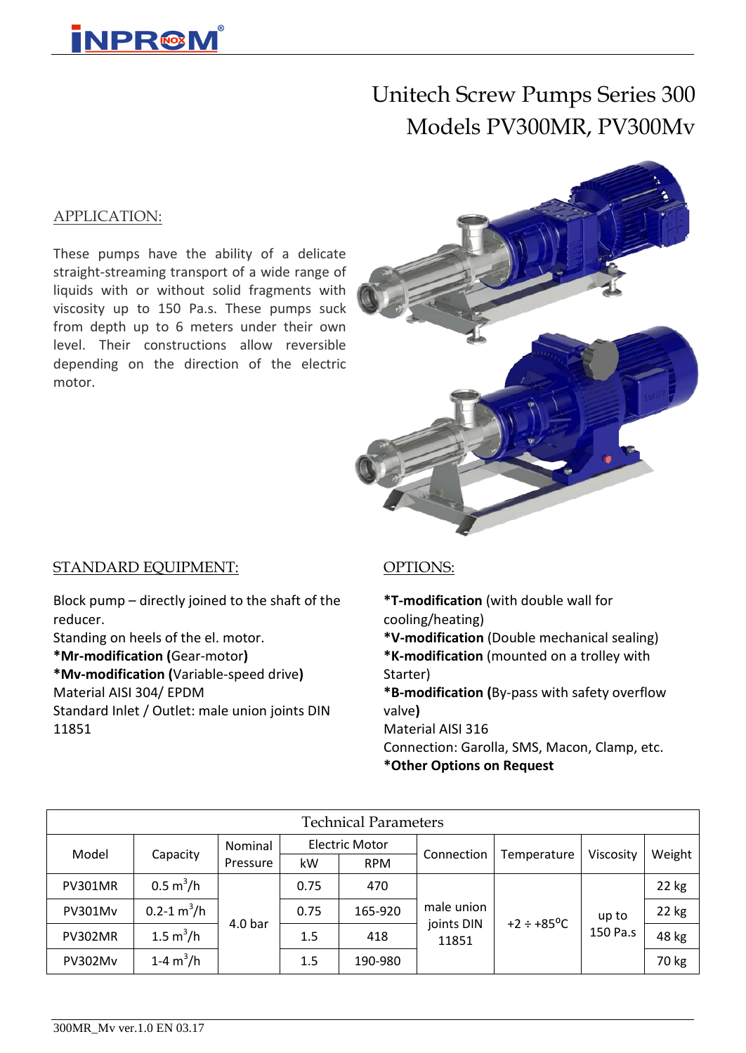# Unitech Screw Pumps Series 300
# Models PV300MR, PV300Mv

## APPLICATION:

These pumps have the ability of a delicate straight-streaming transport of a wide range of liquids with or without solid fragments with viscosity up to 150 Pa.s. These pumps suck from depth up to 6 meters under their own level. Their constructions allow reversible depending on the direction of the electric motor.

## STANDARD EQUIPMENT:

Block pump – directly joined to the shaft of the reducer.
Standing on heels of the el. motor.
**\*Mr-modification (**Gear-motor**)**
**\*Mv-modification (**Variable-speed drive**)**
Material AISI 304/ EPDM
Standard Inlet / Outlet: male union joints DIN 11851

## OPTIONS:

**\*T-modification** (with double wall for cooling/heating)
**\*V-modification** (Double mechanical sealing)
**\*K-modification** (mounted on a trolley with Starter)
**\*B-modification (**By-pass with safety overflow valve**)**
Material AISI 316
Connection: Garolla, SMS, Macon, Clamp, etc.
**\*Other Options on Request**

| Technical Parameters | | | | | | | | |
|---|---|---|---|---|---|---|---|---|
| Model | Capacity | Nominal Pressure | Electric Motor | | Connection | Temperature | Viscosity | Weight |
| | | | kW | RPM | | | | |
| PV301MR | 0.5 $m^3/h$ | 4.0 bar | 0.75 | 470 | male union joints DIN 11851 | +2 ÷ +85$^oC$ | up to 150 Pa.s | 22 kg |
| PV301Mv | 0.2-1 $m^3/h$ | | 0.75 | 165-920 | | | | 22 kg |
| PV302MR | 1.5 $m^3/h$ | | 1.5 | 418 | | | | 48 kg |
| PV302Mv | 1-4 $m^3/h$ | | 1.5 | 190-980 | | | | 70 kg |

300MR_Mv ver.1.0 EN 03.17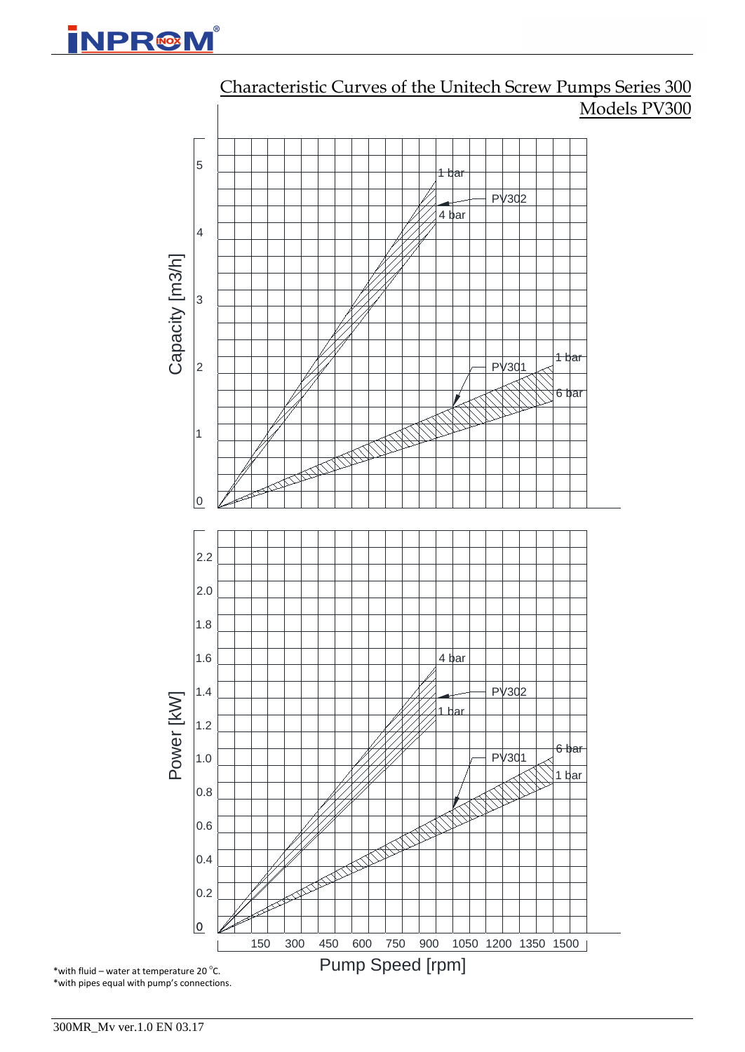## Characteristic Curves of the Unitech Screw Pumps Series 300
## Models PV300

Capacity [m3/h]

5, 4, 3, 2, 1, 0

PV302: 1 bar, 4 bar

PV301: 1 bar, 6 bar

Power [kW]

2.2, 2.0, 1.8, 1.6, 1.4, 1.2, 1.0, 0.8, 0.6, 0.4, 0.2, 0

PV302: 4 bar, 1 bar

PV301: 6 bar, 1 bar

150 300 450 600 750 900 1050 1200 1350 1500

Pump Speed [rpm]

*with fluid – water at temperature 20 °C.
*with pipes equal with pump's connections.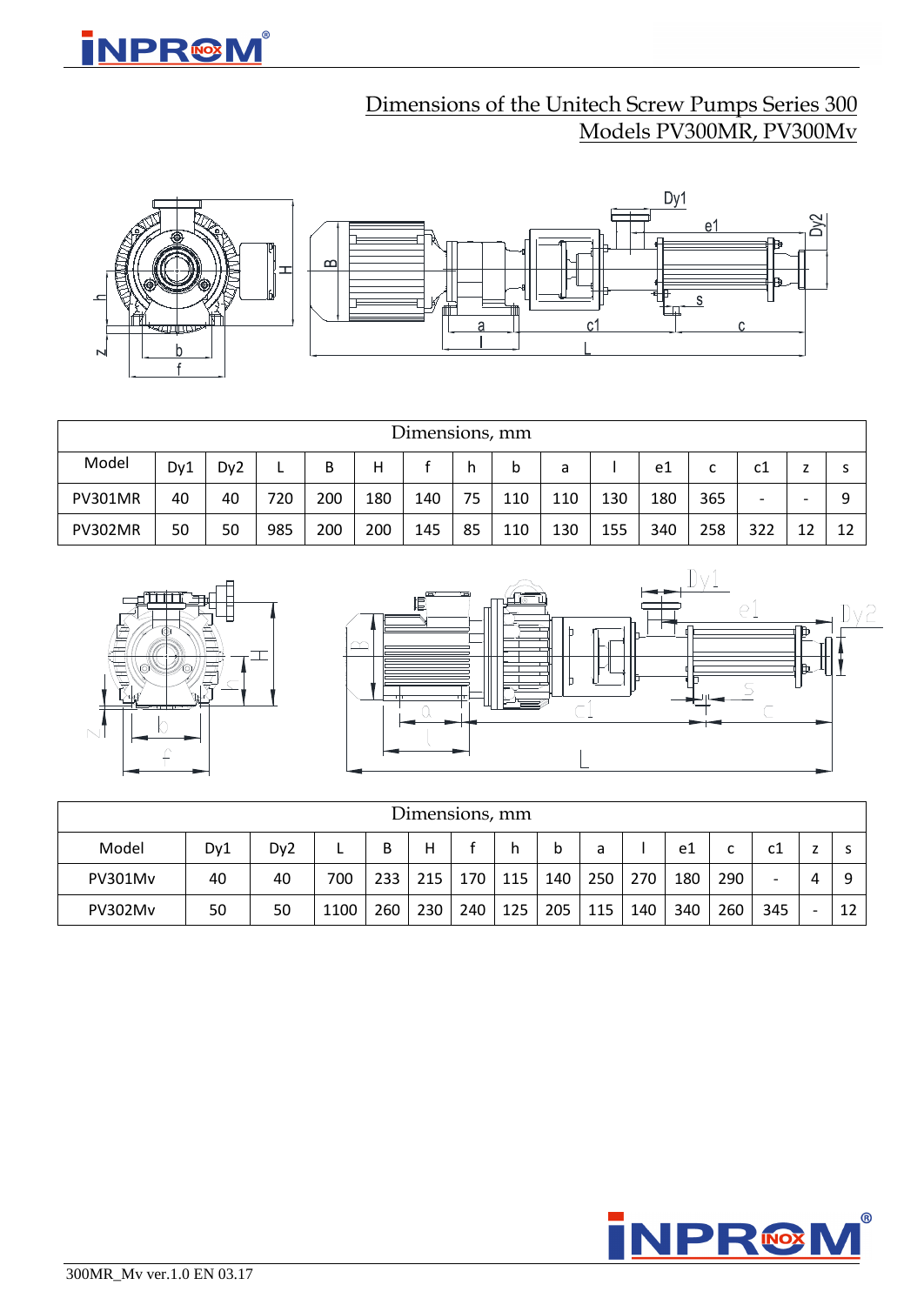## Dimensions of the Unitech Screw Pumps Series 300
## Models PV300MR, PV300Mv

Dy1

e1

Dy2

H

B

h

z

b

f

a

l

c1

s

c

L

| Dimensions, mm | | | | | | | | | | | | | | |
|---|---|---|---|---|---|---|---|---|---|---|---|---|---|---|
| Model | Dy1 | Dy2 | L | B | H | f | h | b | a | l | e1 | c | c1 | z | s |
| PV301MR | 40 | 40 | 720 | 200 | 180 | 140 | 75 | 110 | 110 | 130 | 180 | 365 | - | - | 9 |
| PV302MR | 50 | 50 | 985 | 200 | 200 | 145 | 85 | 110 | 130 | 155 | 340 | 258 | 322 | 12 | 12 |

Dy1

e1

Dy2

H

B

h

z

b

f

a

l

c1

s

c

L

| Dimensions, mm | | | | | | | | | | | | | | |
|---|---|---|---|---|---|---|---|---|---|---|---|---|---|---|
| Model | Dy1 | Dy2 | L | B | H | f | h | b | a | l | e1 | c | c1 | z | s |
| PV301Mv | 40 | 40 | 700 | 233 | 215 | 170 | 115 | 140 | 250 | 270 | 180 | 290 | - | 4 | 9 |
| PV302Mv | 50 | 50 | 1100 | 260 | 230 | 240 | 125 | 205 | 115 | 140 | 340 | 260 | 345 | - | 12 |

300MR_Mv ver.1.0 EN 03.17